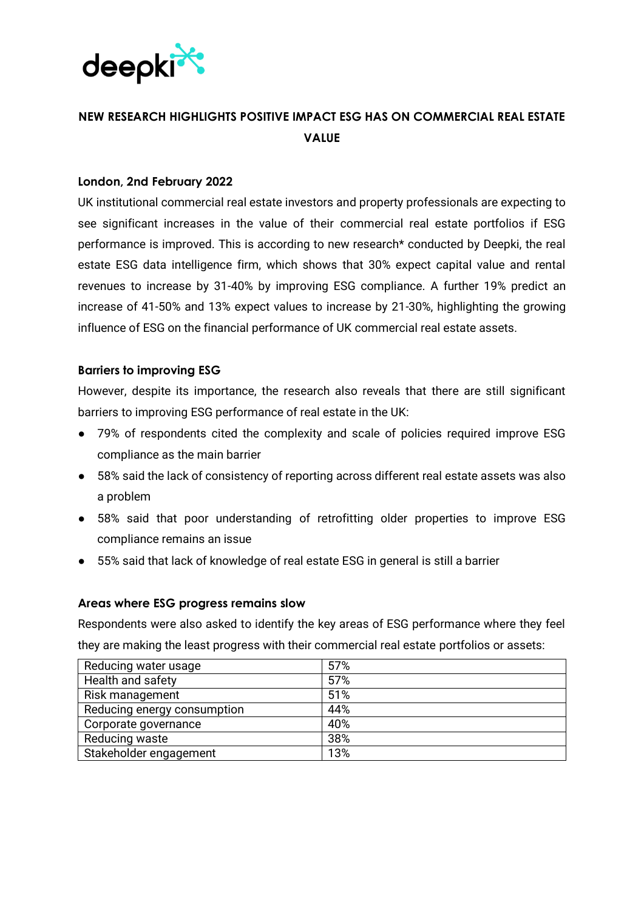deepki

# NEW RESEARCH HIGHLIGHTS POSITIVE IMPACT ESG HAS ON COMMERCIAL REAL ESTATE VALUE

**London, 2nd February 2022**

UK institutional commercial real estate investors and property professionals are expecting to see significant increases in the value of their commercial real estate portfolios if ESG performance is improved. This is according to new research* conducted by Deepki, the real estate ESG data intelligence firm, which shows that 30% expect capital value and rental revenues to increase by 31-40% by improving ESG compliance. A further 19% predict an increase of 41-50% and 13% expect values to increase by 21-30%, highlighting the growing influence of ESG on the financial performance of UK commercial real estate assets.

## Barriers to improving ESG

However, despite its importance, the research also reveals that there are still significant barriers to improving ESG performance of real estate in the UK:

- 79% of respondents cited the complexity and scale of policies required improve ESG compliance as the main barrier
- 58% said the lack of consistency of reporting across different real estate assets was also a problem
- 58% said that poor understanding of retrofitting older properties to improve ESG compliance remains an issue
- 55% said that lack of knowledge of real estate ESG in general is still a barrier

## Areas where ESG progress remains slow

Respondents were also asked to identify the key areas of ESG performance where they feel they are making the least progress with their commercial real estate portfolios or assets:

| Area | % |
|---|---|
| Reducing water usage | 57% |
| Health and safety | 57% |
| Risk management | 51% |
| Reducing energy consumption | 44% |
| Corporate governance | 40% |
| Reducing waste | 38% |
| Stakeholder engagement | 13% |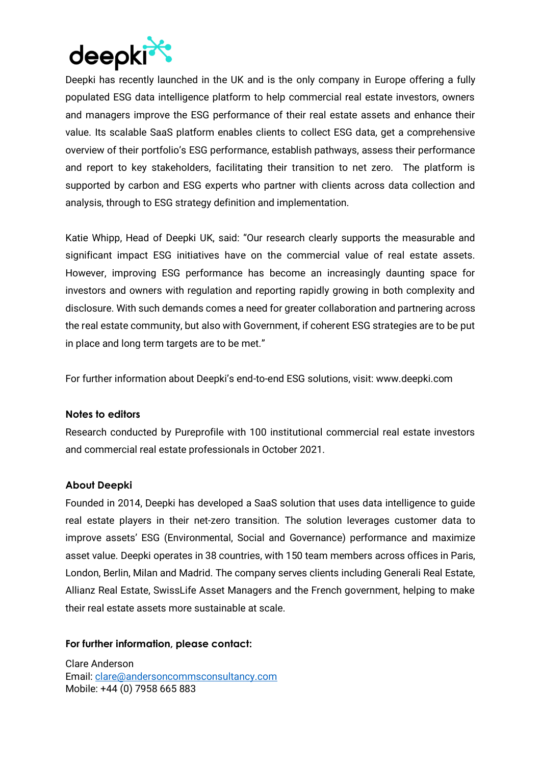Deepki has recently launched in the UK and is the only company in Europe offering a fully populated ESG data intelligence platform to help commercial real estate investors, owners and managers improve the ESG performance of their real estate assets and enhance their value. Its scalable SaaS platform enables clients to collect ESG data, get a comprehensive overview of their portfolio's ESG performance, establish pathways, assess their performance and report to key stakeholders, facilitating their transition to net zero. The platform is supported by carbon and ESG experts who partner with clients across data collection and analysis, through to ESG strategy definition and implementation.

Katie Whipp, Head of Deepki UK, said: "Our research clearly supports the measurable and significant impact ESG initiatives have on the commercial value of real estate assets. However, improving ESG performance has become an increasingly daunting space for investors and owners with regulation and reporting rapidly growing in both complexity and disclosure. With such demands comes a need for greater collaboration and partnering across the real estate community, but also with Government, if coherent ESG strategies are to be put in place and long term targets are to be met."

For further information about Deepki's end-to-end ESG solutions, visit: www.deepki.com

**Notes to editors**

Research conducted by Pureprofile with 100 institutional commercial real estate investors and commercial real estate professionals in October 2021.

**About Deepki**

Founded in 2014, Deepki has developed a SaaS solution that uses data intelligence to guide real estate players in their net-zero transition. The solution leverages customer data to improve assets' ESG (Environmental, Social and Governance) performance and maximize asset value. Deepki operates in 38 countries, with 150 team members across offices in Paris, London, Berlin, Milan and Madrid. The company serves clients including Generali Real Estate, Allianz Real Estate, SwissLife Asset Managers and the French government, helping to make their real estate assets more sustainable at scale.

**For further information, please contact:**

Clare Anderson
Email: clare@andersoncommsconsultancy.com
Mobile: +44 (0) 7958 665 883